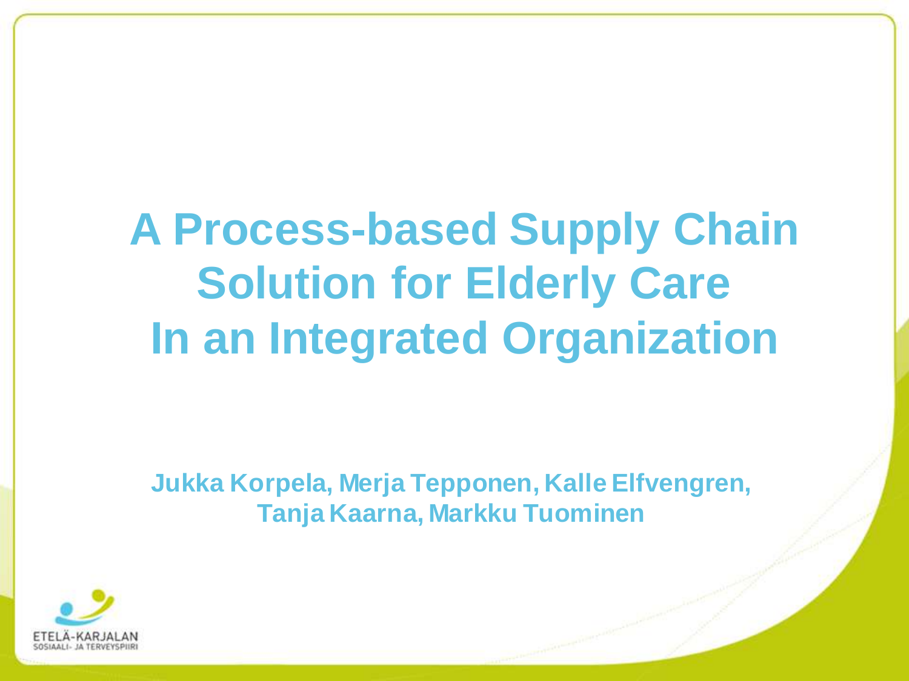# A Process-based Supply Chain Solution for Elderly Care In an Integrated Organization

**Jukka Korpela, Merja Tepponen, Kalle Elfvengren, Tanja Kaarna, Markku Tuominen**

ETELÄ-KARJALAN SOSIAALI- JA TERVEYSPIIRI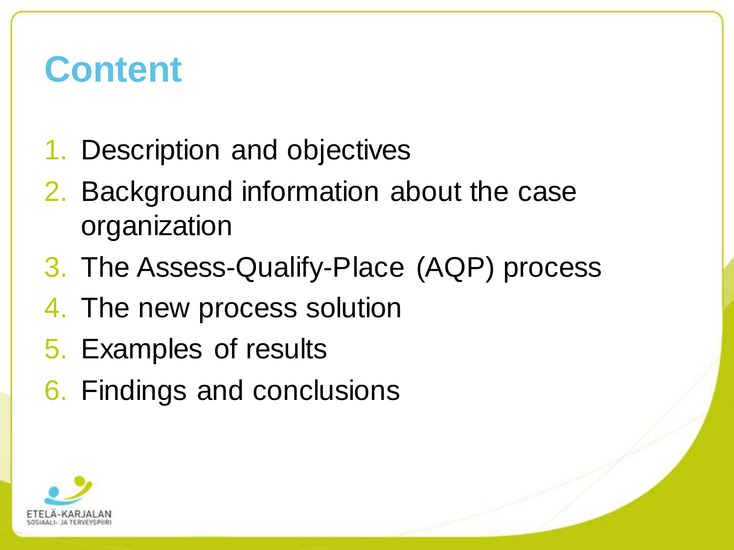# Content

1. Description and objectives
2. Background information about the case organization
3. The Assess-Qualify-Place (AQP) process
4. The new process solution
5. Examples of results
6. Findings and conclusions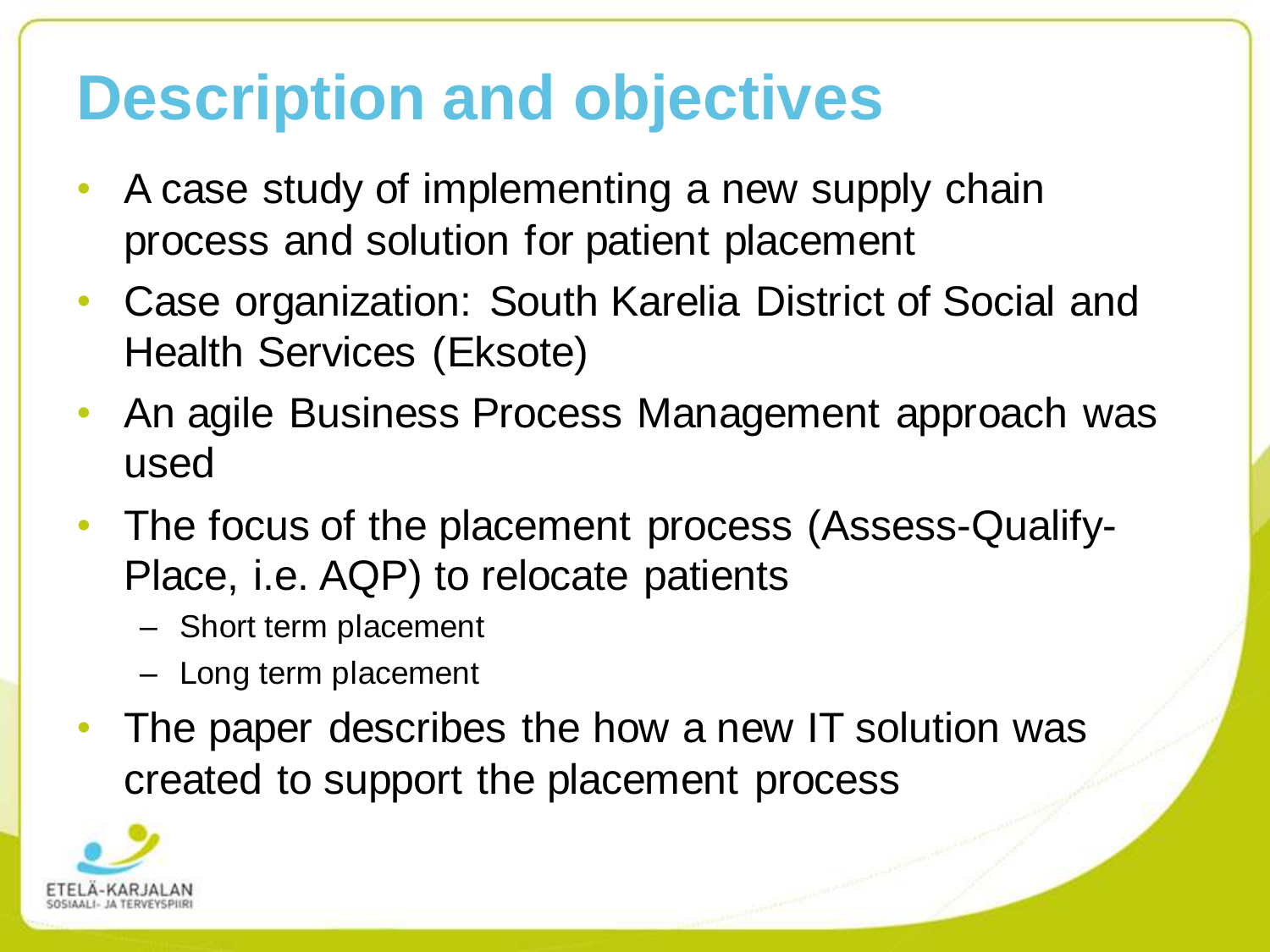# Description and objectives

- A case study of implementing a new supply chain process and solution for patient placement
- Case organization: South Karelia District of Social and Health Services (Eksote)
- An agile Business Process Management approach was used
- The focus of the placement process (Assess-Qualify-Place, i.e. AQP) to relocate patients
  - Short term placement
  - Long term placement
- The paper describes the how a new IT solution was created to support the placement process

ETELÄ-KARJALAN SOSIAALI- JA TERVEYSPIIRI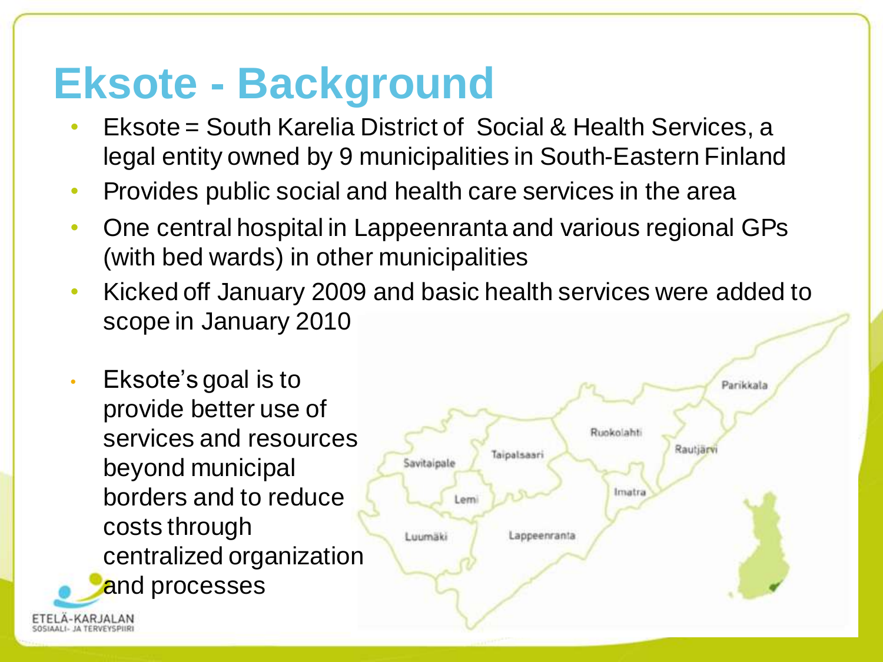# Eksote - Background

- Eksote = South Karelia District of Social & Health Services, a legal entity owned by 9 municipalities in South-Eastern Finland
- Provides public social and health care services in the area
- One central hospital in Lappeenranta and various regional GPs (with bed wards) in other municipalities
- Kicked off January 2009 and basic health services were added to scope in January 2010
- Eksote's goal is to provide better use of services and resources beyond municipal borders and to reduce costs through centralized organization and processes

Parikkala
Ruokolahti
Rautjärvi
Savitaipale
Taipalsaari
Imatra
Lemi
Luumäki
Lappeenranta

ETELÄ-KARJALAN
SOSIAALI- JA TERVEYSPIIRI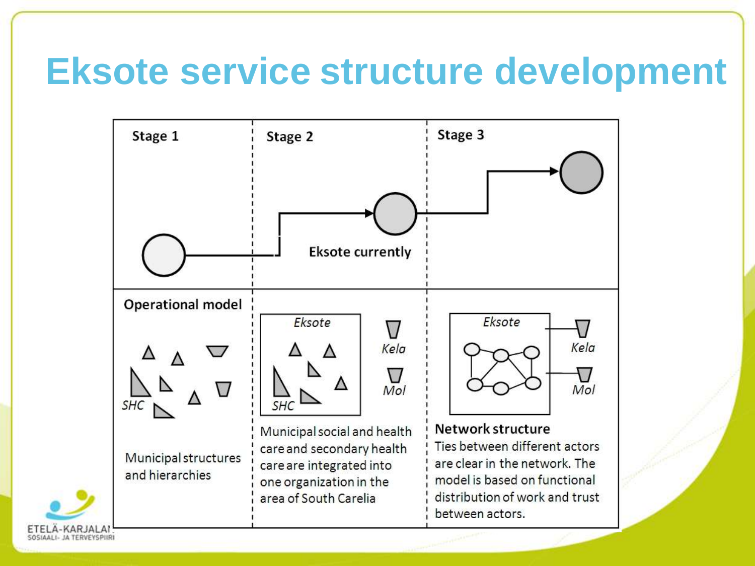# Eksote service structure development

| Stage 1 | Stage 2 | Stage 3 |
| --- | --- | --- |
| | Eksote currently | |
| **Operational model** | | |
| SHC | Eksote, SHC, Kela, MoI | Eksote, Kela, MoI |
| Municipal structures and hierarchies | Municipal social and health care and secondary health care are integrated into one organization in the area of South Carelia | **Network structure** Ties between different actors are clear in the network. The model is based on functional distribution of work and trust between actors. |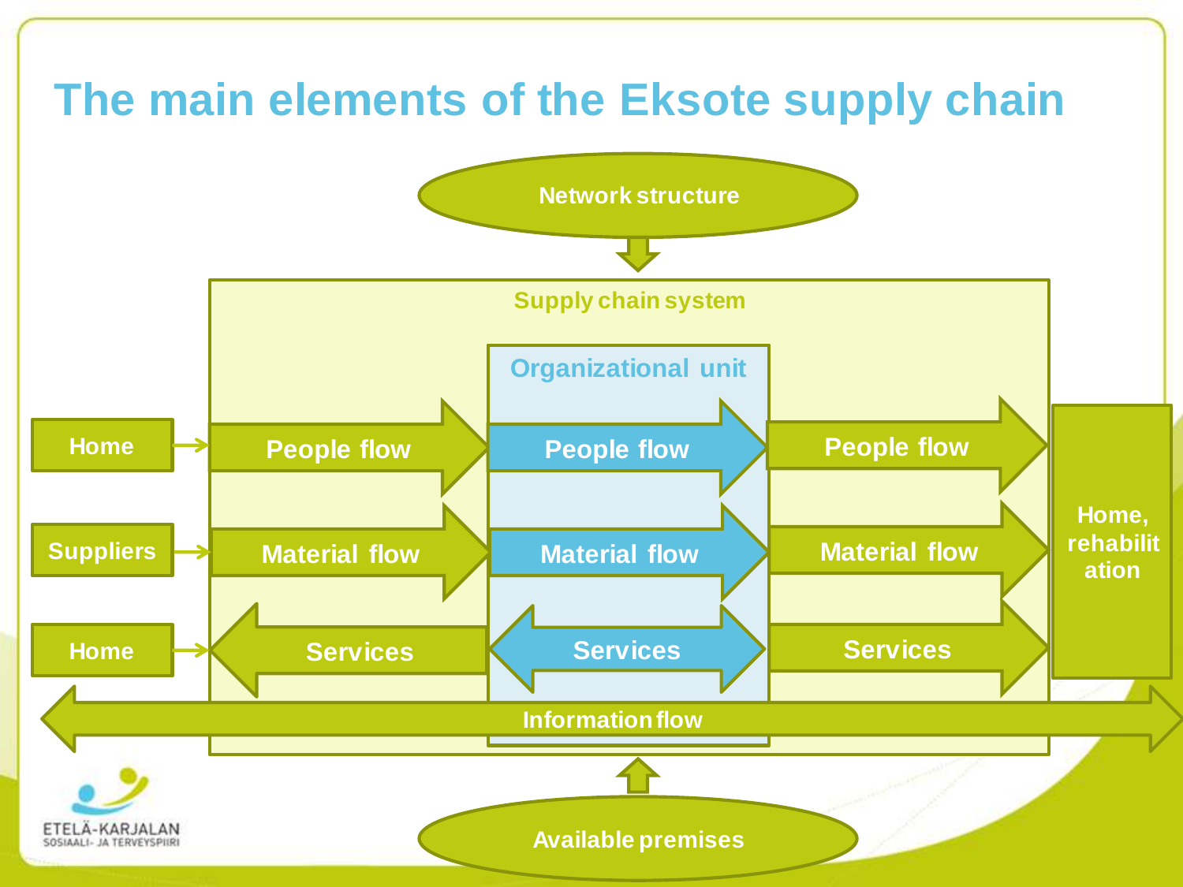# The main elements of the Eksote supply chain

Network structure

Supply chain system

Organizational unit

Home → People flow → People flow → People flow → Home, rehabilitation

Suppliers → Material flow → Material flow → Material flow

Home → Services ← Services ↔ Services →

Information flow

Available premises

ETELÄ-KARJALAN SOSIAALI- JA TERVEYSPIIRI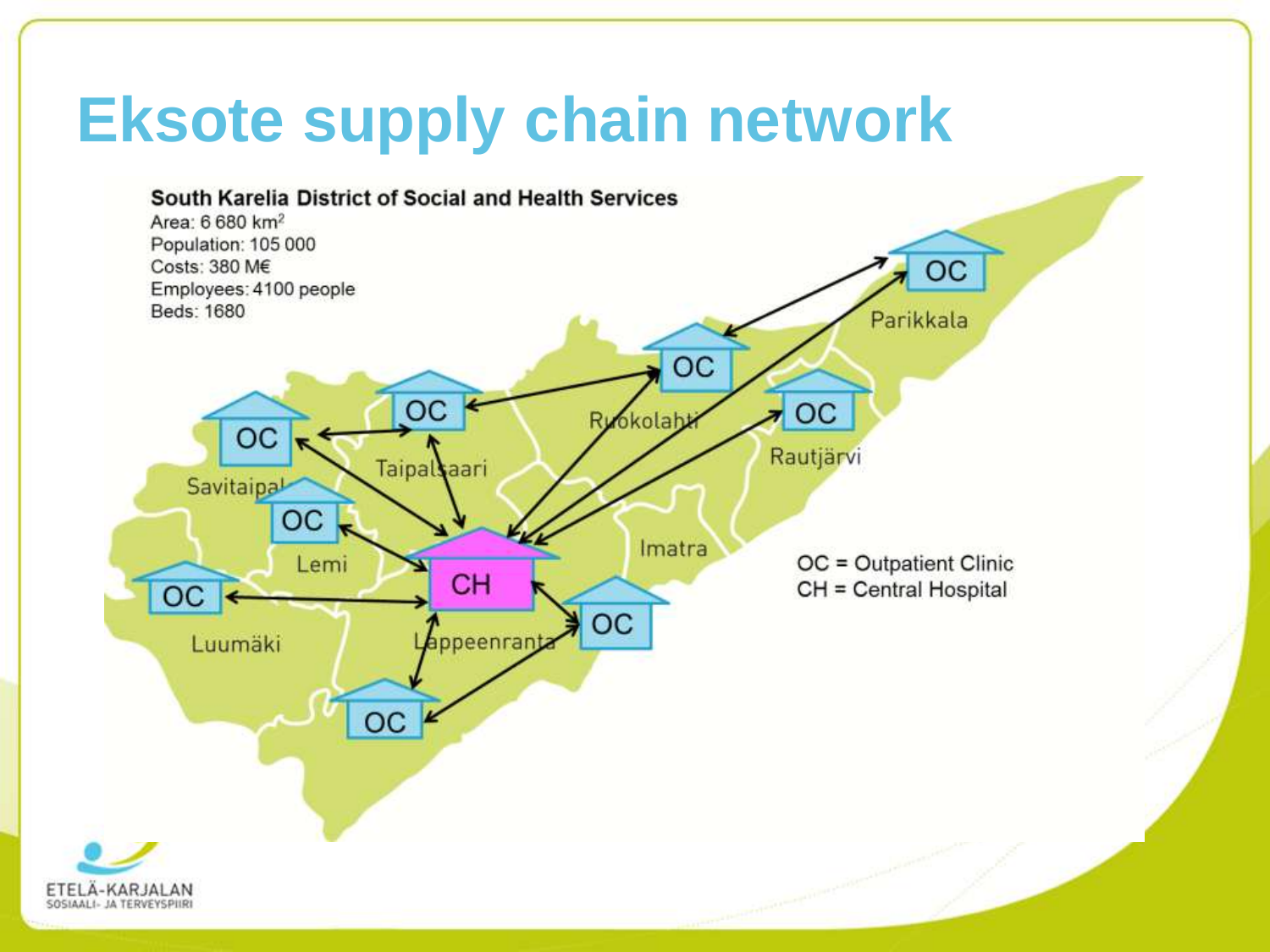# Eksote supply chain network

**South Karelia District of Social and Health Services**

Area: 6 680 km²
Population: 105 000
Costs: 380 M€
Employees: 4100 people
Beds: 1680

OC = Outpatient Clinic
CH = Central Hospital

Parikkala
Ruokolahti
Rautjärvi
Taipalsaari
Savitaipale
Lemi
Imatra
Luumäki
Lappeenranta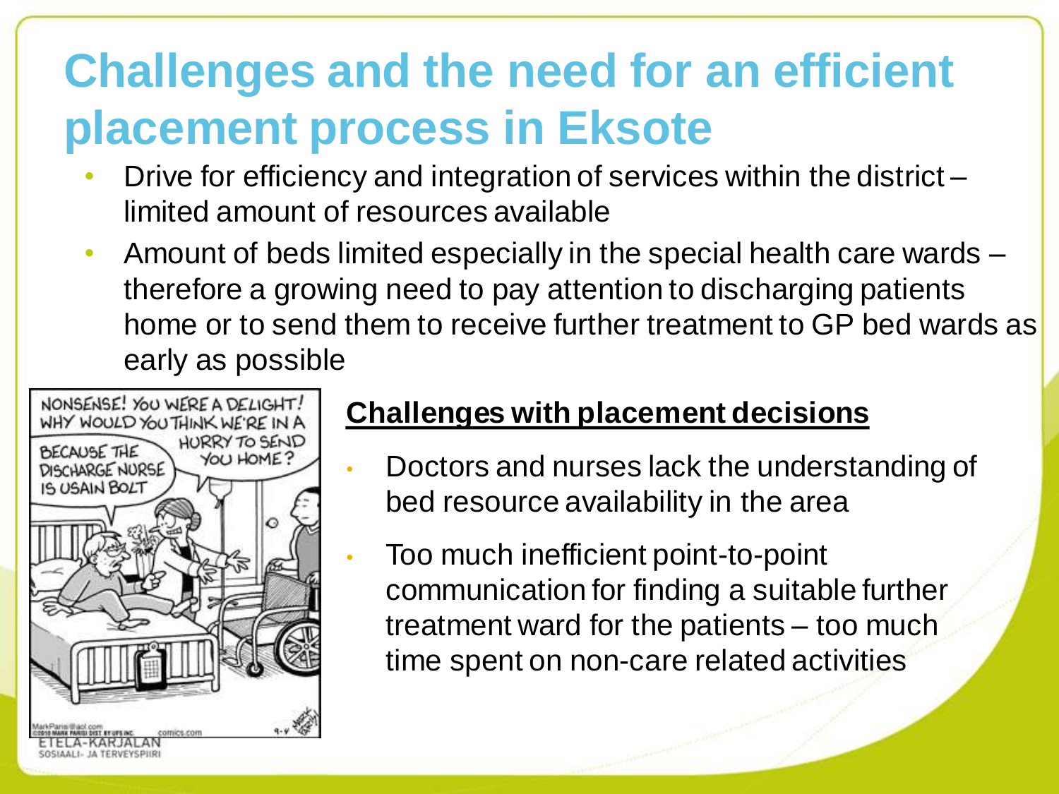# Challenges and the need for an efficient placement process in Eksote

- Drive for efficiency and integration of services within the district – limited amount of resources available
- Amount of beds limited especially in the special health care wards – therefore a growing need to pay attention to discharging patients home or to send them to receive further treatment to GP bed wards as early as possible

NONSENSE! YOU WERE A DELIGHT! WHY WOULD YOU THINK WE'RE IN A HURRY TO SEND YOU HOME?

BECAUSE THE DISCHARGE NURSE IS USAIN BOLT

**Challenges with placement decisions**

- Doctors and nurses lack the understanding of bed resource availability in the area
- Too much inefficient point-to-point communication for finding a suitable further treatment ward for the patients – too much time spent on non-care related activities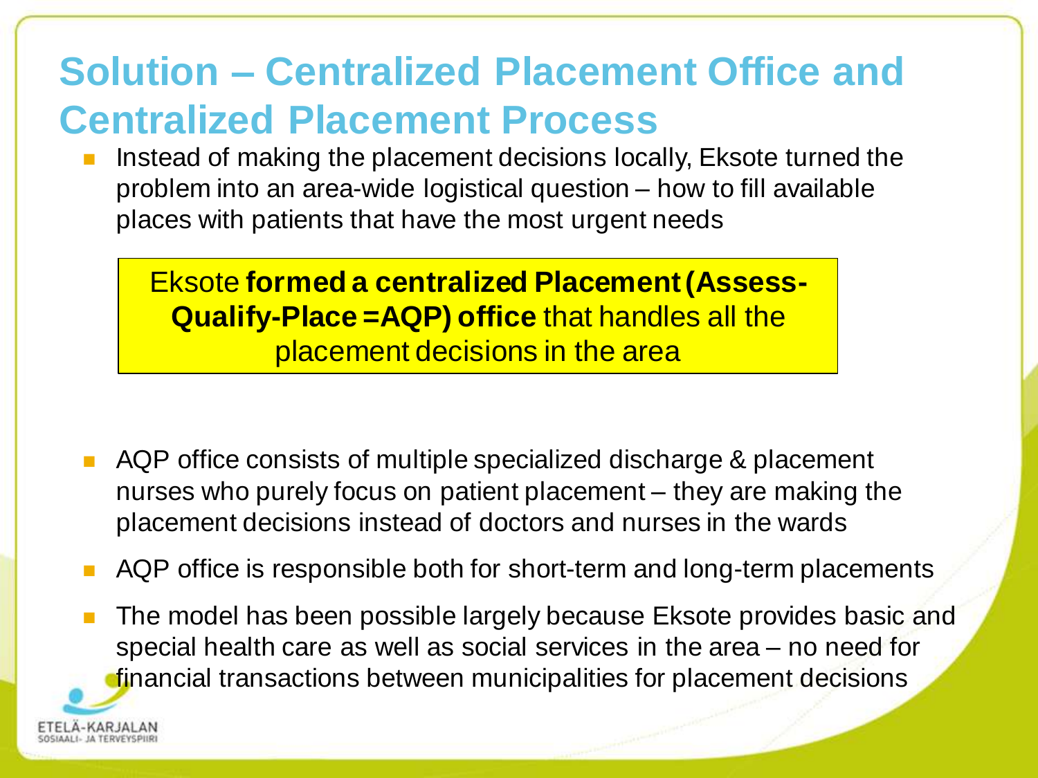# Solution – Centralized Placement Office and Centralized Placement Process

- Instead of making the placement decisions locally, Eksote turned the problem into an area-wide logistical question – how to fill available places with patients that have the most urgent needs

Eksote **formed a centralized Placement (Assess-Qualify-Place =AQP) office** that handles all the placement decisions in the area

- AQP office consists of multiple specialized discharge & placement nurses who purely focus on patient placement – they are making the placement decisions instead of doctors and nurses in the wards
- AQP office is responsible both for short-term and long-term placements
- The model has been possible largely because Eksote provides basic and special health care as well as social services in the area – no need for financial transactions between municipalities for placement decisions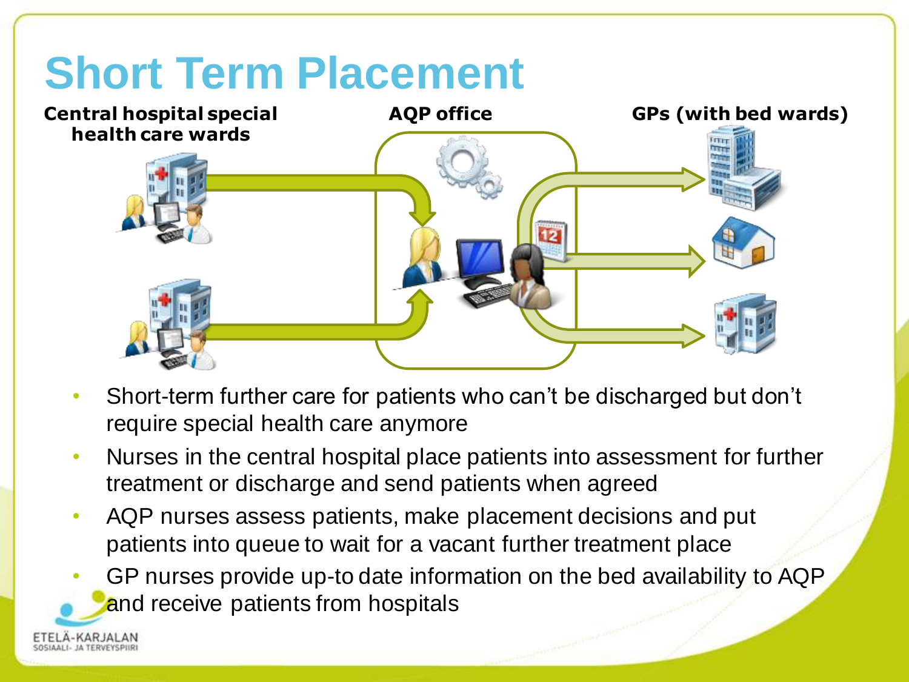# Short Term Placement

**Central hospital special health care wards**

**AQP office**

**GPs (with bed wards)**

- Short-term further care for patients who can't be discharged but don't require special health care anymore
- Nurses in the central hospital place patients into assessment for further treatment or discharge and send patients when agreed
- AQP nurses assess patients, make placement decisions and put patients into queue to wait for a vacant further treatment place
- GP nurses provide up-to date information on the bed availability to AQP and receive patients from hospitals

ETELÄ-KARJALAN SOSIAALI- JA TERVEYSPIIRI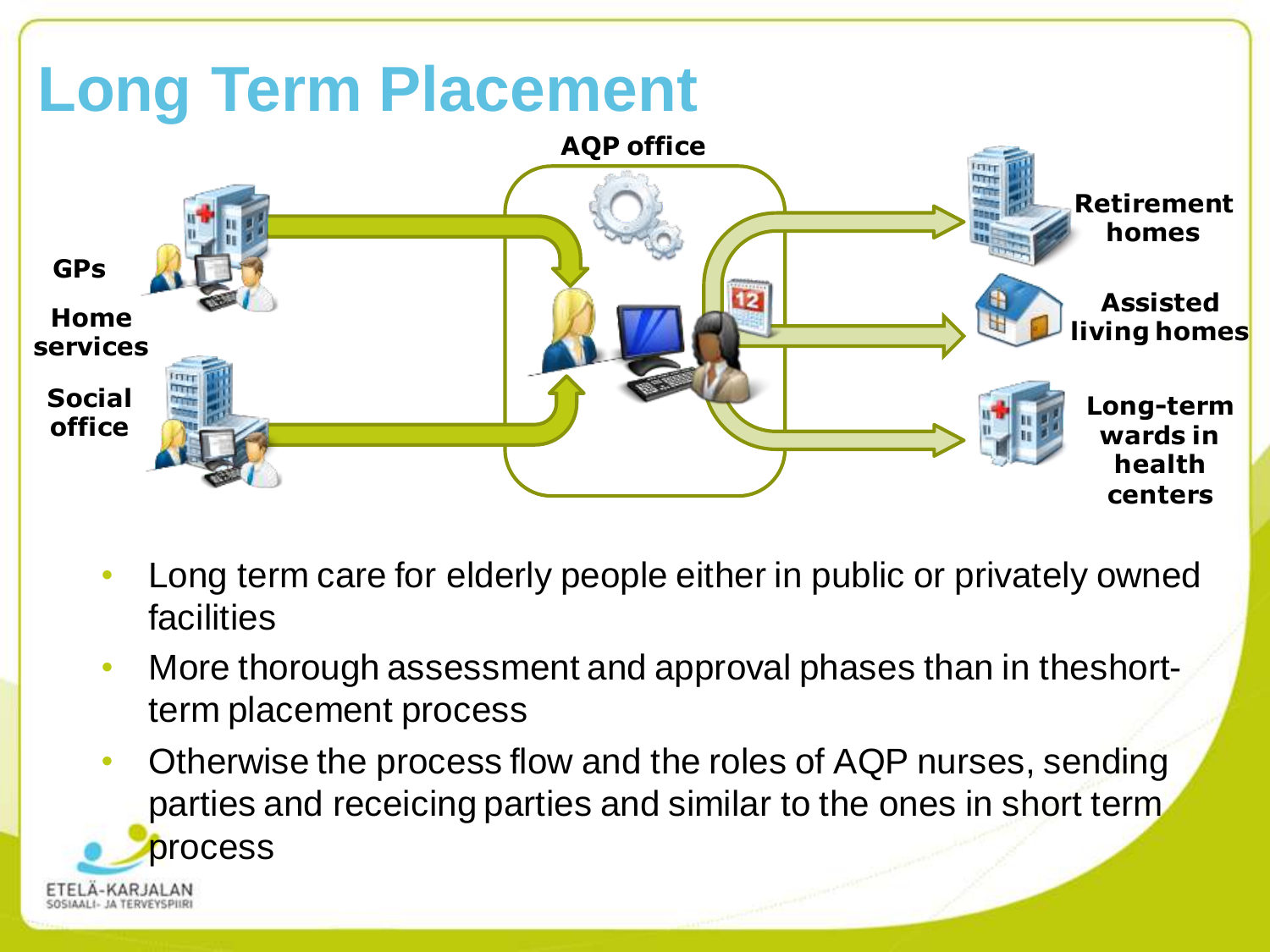# Long Term Placement

AQP office

GPs

Home services

Social office

Retirement homes

Assisted living homes

Long-term wards in health centers

- Long term care for elderly people either in public or privately owned facilities
- More thorough assessment and approval phases than in theshort-term placement process
- Otherwise the process flow and the roles of AQP nurses, sending parties and receicing parties and similar to the ones in short term process

ETELÄ-KARJALAN SOSIAALI- JA TERVEYSPIIRI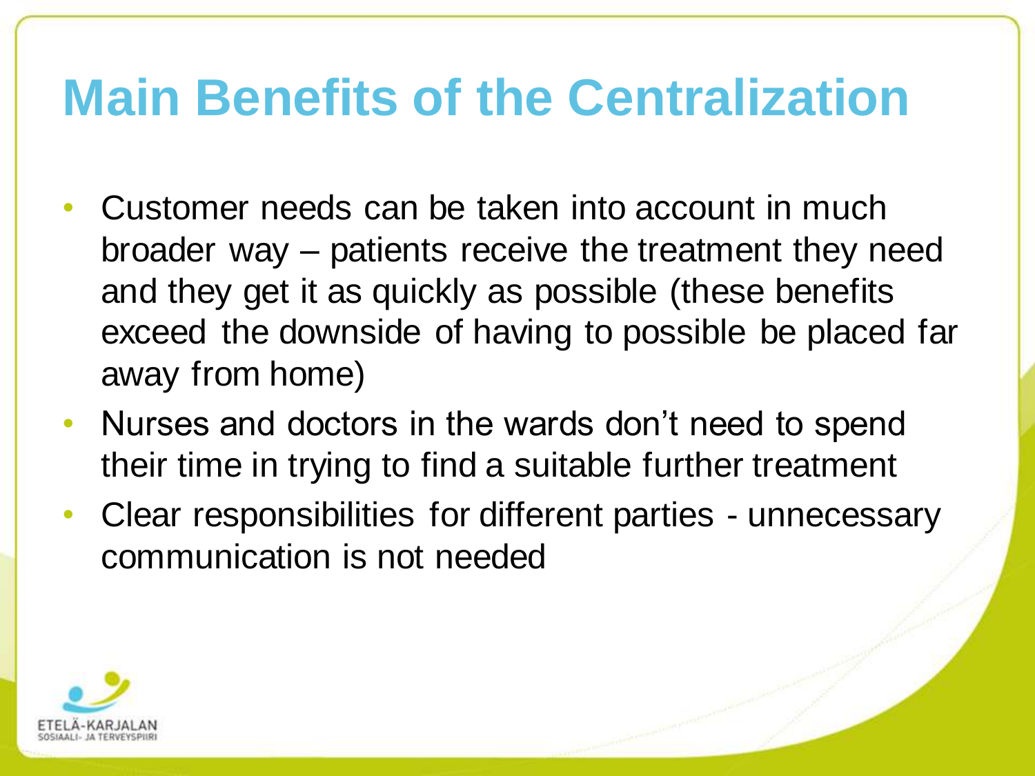# Main Benefits of the Centralization

- Customer needs can be taken into account in much broader way – patients receive the treatment they need and they get it as quickly as possible (these benefits exceed the downside of having to possible be placed far away from home)
- Nurses and doctors in the wards don't need to spend their time in trying to find a suitable further treatment
- Clear responsibilities for different parties - unnecessary communication is not needed

ETELÄ-KARJALAN SOSIAALI- JA TERVEYSPIIRI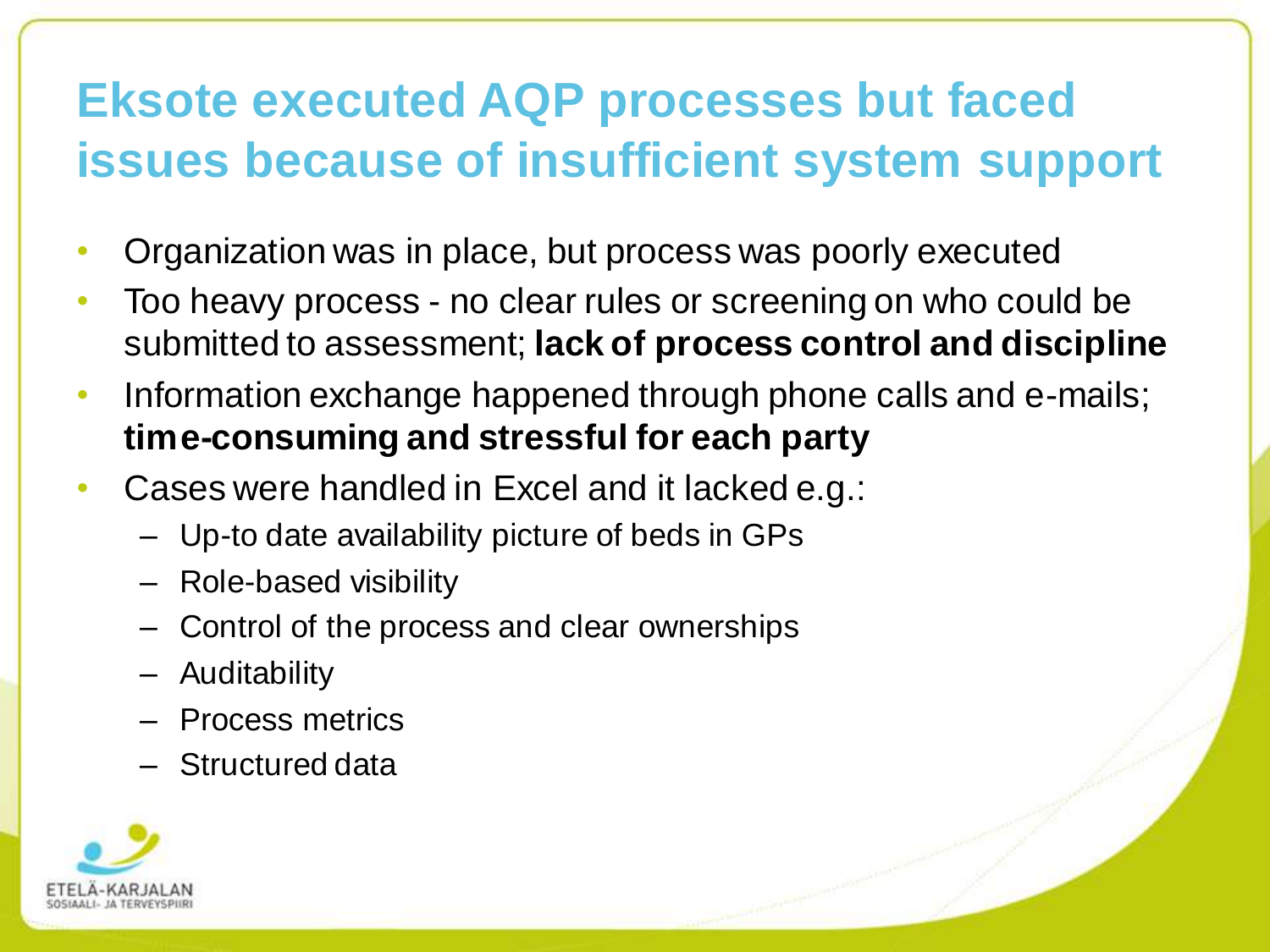# Eksote executed AQP processes but faced issues because of insufficient system support

- Organization was in place, but process was poorly executed
- Too heavy process - no clear rules or screening on who could be submitted to assessment; **lack of process control and discipline**
- Information exchange happened through phone calls and e-mails; **time-consuming and stressful for each party**
- Cases were handled in Excel and it lacked e.g.:
  - Up-to date availability picture of beds in GPs
  - Role-based visibility
  - Control of the process and clear ownerships
  - Auditability
  - Process metrics
  - Structured data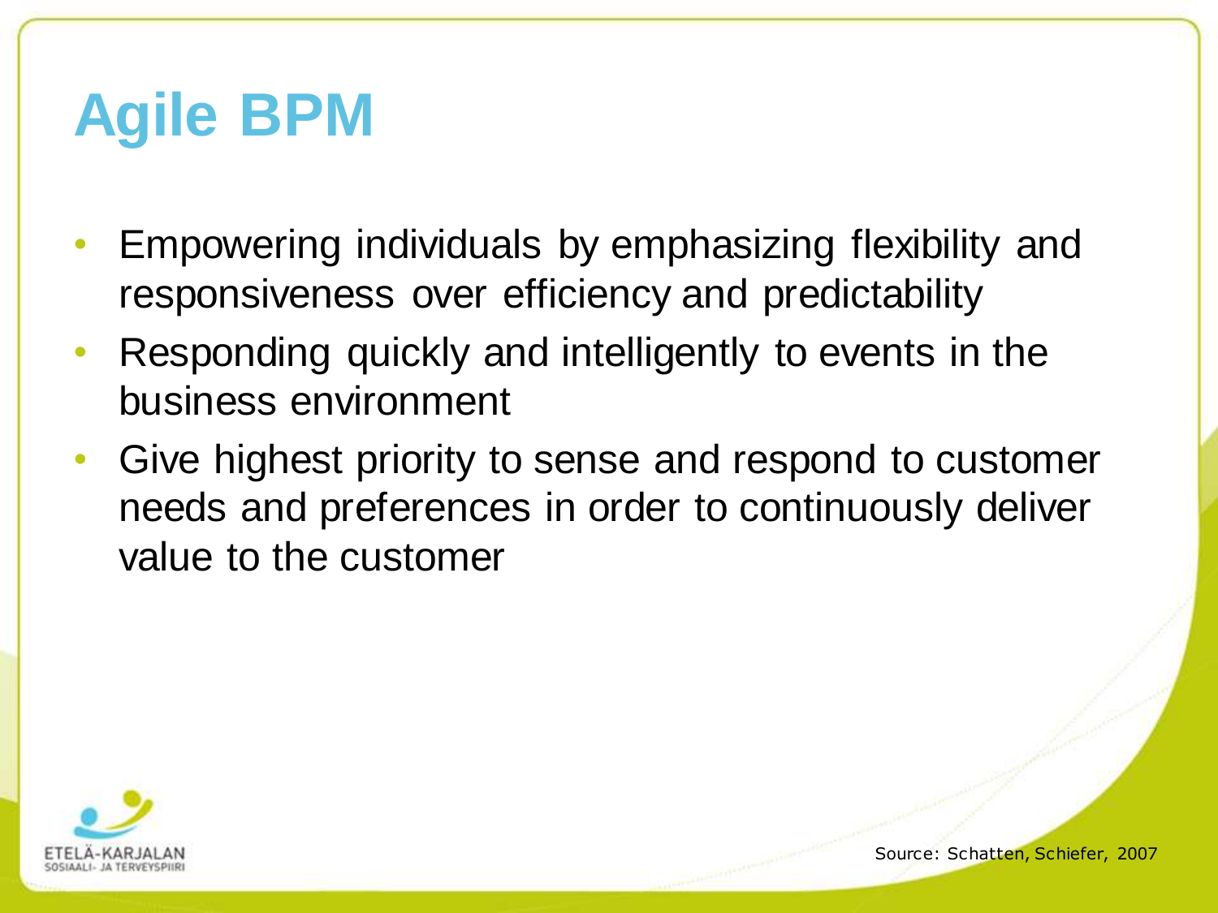# Agile BPM

- Empowering individuals by emphasizing flexibility and responsiveness over efficiency and predictability
- Responding quickly and intelligently to events in the business environment
- Give highest priority to sense and respond to customer needs and preferences in order to continuously deliver value to the customer

Source: Schatten, Schiefer, 2007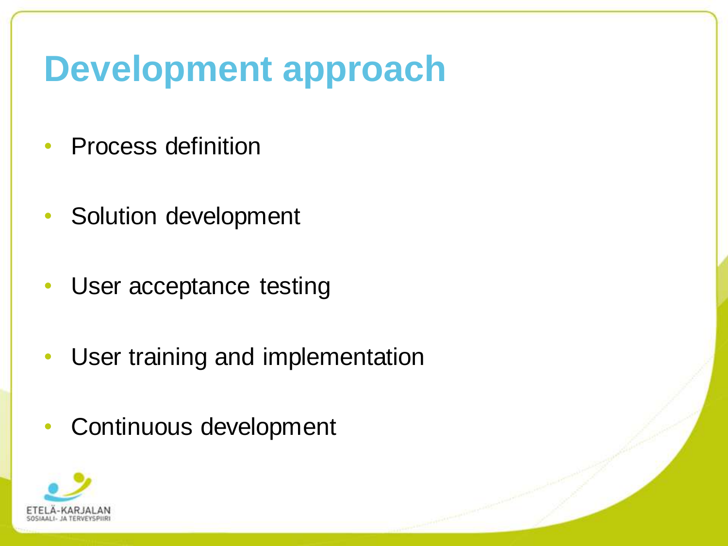# Development approach

- Process definition
- Solution development
- User acceptance testing
- User training and implementation
- Continuous development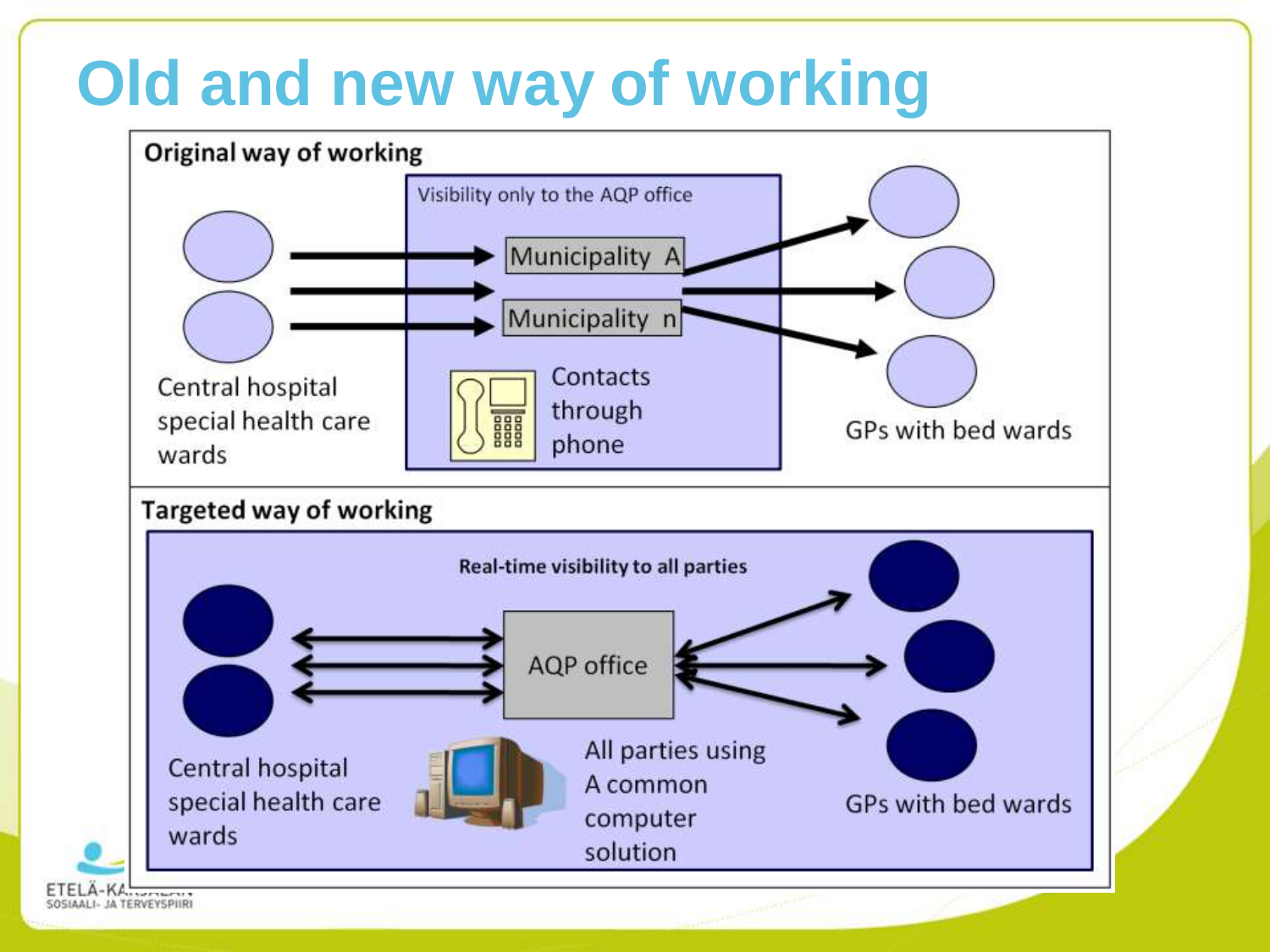# Old and new way of working

**Original way of working**

Visibility only to the AQP office

Municipality A

Municipality n

Contacts through phone

Central hospital special health care wards

GPs with bed wards

**Targeted way of working**

**Real-time visibility to all parties**

AQP office

Central hospital special health care wards

All parties using A common computer solution

GPs with bed wards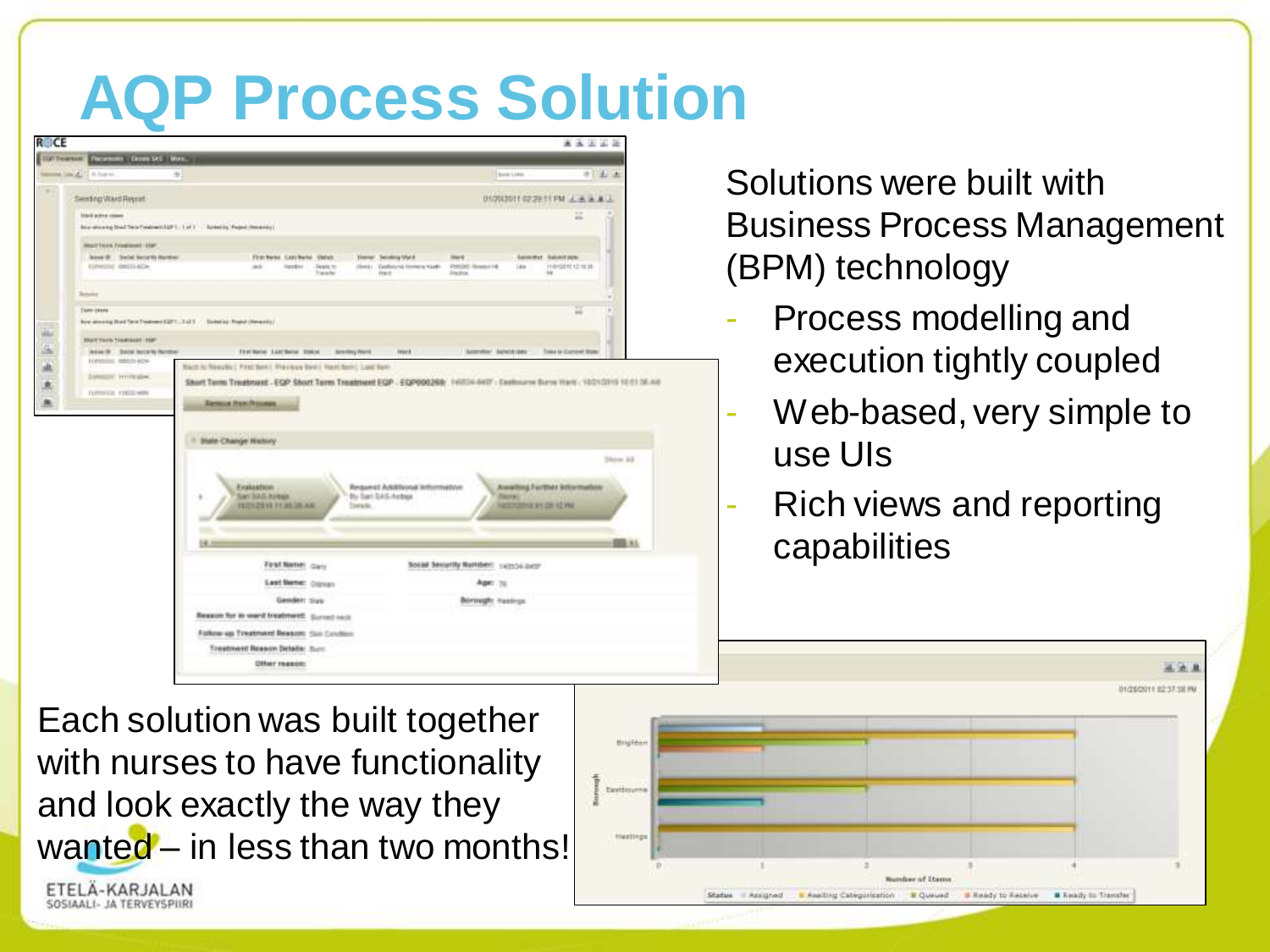# AQP Process Solution

Solutions were built with Business Process Management (BPM) technology

- Process modelling and execution tightly coupled
- Web-based, very simple to use UIs
- Rich views and reporting capabilities

Each solution was built together with nurses to have functionality and look exactly the way they wanted – in less than two months!

ETELÄ-KARJALAN SOSIAALI- JA TERVEYSPIIRI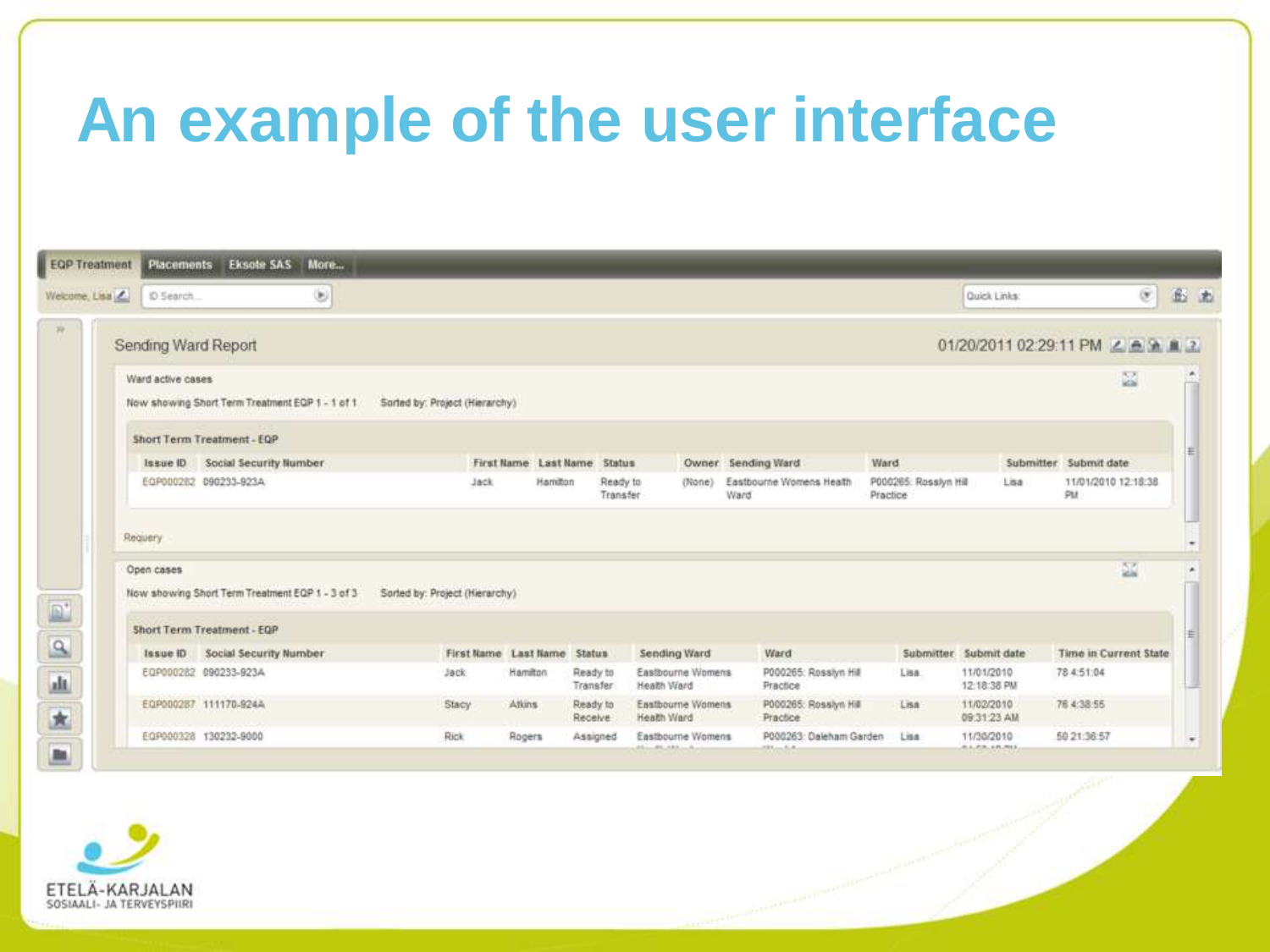# An example of the user interface

EQP Treatment | Placements | Eksote SAS | More...

Welcome, Lisa

ID Search...

Quick Links:

## Sending Ward Report

01/20/2011 02:29:11 PM

### Ward active cases

Now showing Short Term Treatment EQP 1 - 1 of 1    Sorted by: Project (Hierarchy)

**Short Term Treatment - EQP**

| Issue ID | Social Security Number | First Name | Last Name | Status | Owner | Sending Ward | Ward | Submitter | Submit date |
|---|---|---|---|---|---|---|---|---|---|
| EQP000282 | 090233-923A | Jack | Hamilton | Ready to Transfer | (None) | Eastbourne Womens Health Ward | P000265: Rosslyn Hill Practice | Lisa | 11/01/2010 12:18:38 PM |

Requery

### Open cases

Now showing Short Term Treatment EQP 1 - 3 of 3    Sorted by: Project (Hierarchy)

**Short Term Treatment - EQP**

| Issue ID | Social Security Number | First Name | Last Name | Status | Sending Ward | Ward | Submitter | Submit date | Time in Current State |
|---|---|---|---|---|---|---|---|---|---|
| EQP000282 | 090233-923A | Jack | Hamilton | Ready to Transfer | Eastbourne Womens Health Ward | P000265: Rosslyn Hill Practice | Lisa | 11/01/2010 12:18:38 PM | 78 4:51:04 |
| EQP000287 | 111170-924A | Stacy | Atkins | Ready to Receive | Eastbourne Womens Health Ward | P000265: Rosslyn Hill Practice | Lisa | 11/02/2010 09:31:23 AM | 78 4:38:55 |
| EQP000328 | 130232-9000 | Rick | Rogers | Assigned | Eastbourne Womens | P000263: Daleham Garden | Lisa | 11/30/2010 | 50 21:36:57 |

ETELÄ-KARJALAN SOSIAALI- JA TERVEYSPIIRI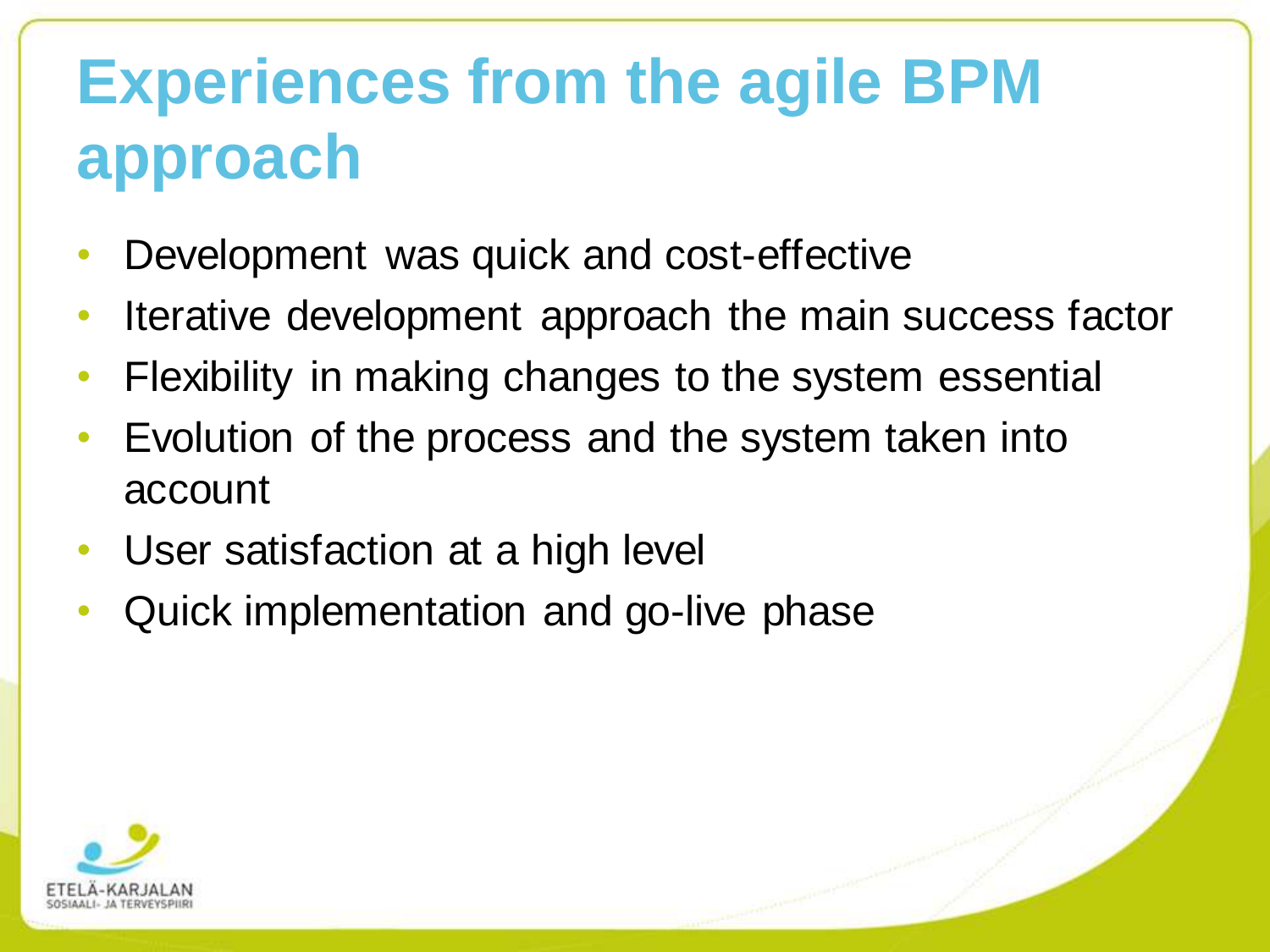# Experiences from the agile BPM approach

- Development was quick and cost-effective
- Iterative development approach the main success factor
- Flexibility in making changes to the system essential
- Evolution of the process and the system taken into account
- User satisfaction at a high level
- Quick implementation and go-live phase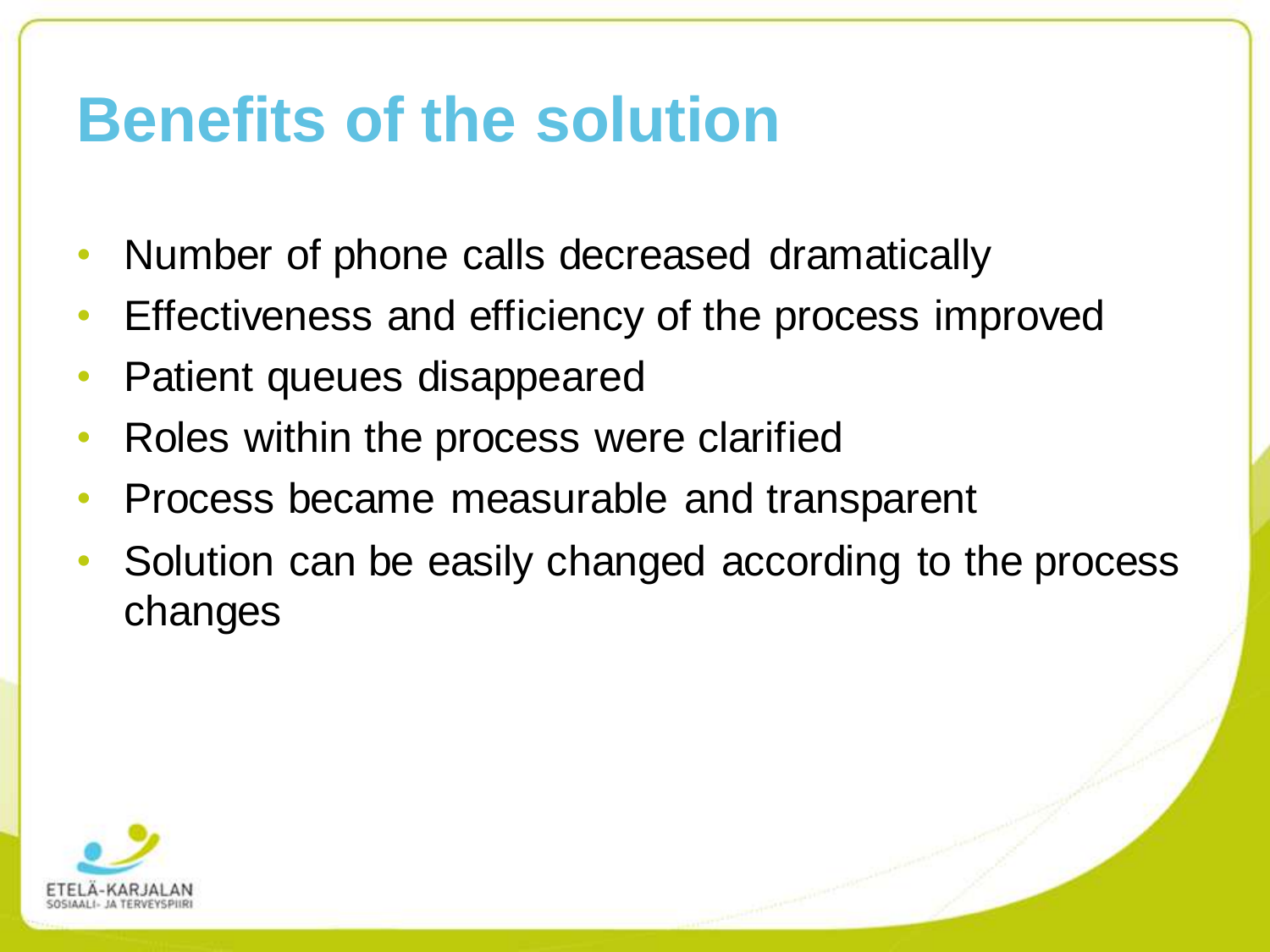# Benefits of the solution

- Number of phone calls decreased dramatically
- Effectiveness and efficiency of the process improved
- Patient queues disappeared
- Roles within the process were clarified
- Process became measurable and transparent
- Solution can be easily changed according to the process changes

ETELÄ-KARJALAN SOSIAALI- JA TERVEYSPIIRI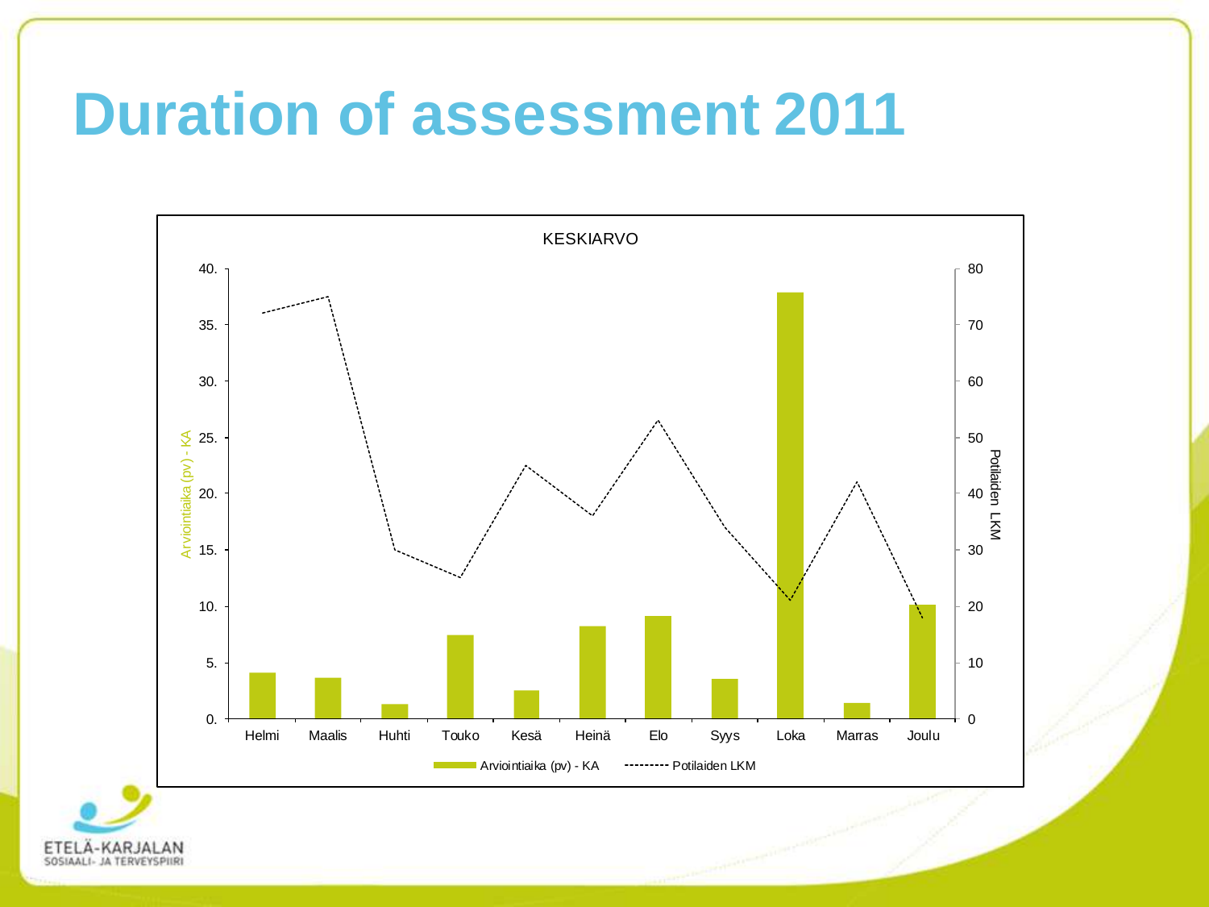# Duration of assessment 2011

KESKIARVO

| Kuukausi | Arviointiaika (pv) - KA | Potilaiden LKM |
| --- | --- | --- |
| Helmi | 4.1 | 72 |
| Maalis | 3.6 | 75 |
| Huhti | 1.3 | 30 |
| Touko | 7.4 | 25 |
| Kesä | 2.5 | 45 |
| Heinä | 8.2 | 36 |
| Elo | 9.1 | 53 |
| Syys | 3.5 | 34 |
| Loka | 37.8 | 21 |
| Marras | 1.4 | 42 |
| Joulu | 10.1 | 18 |

ETELÄ-KARJALAN SOSIAALI- JA TERVEYSPIIRI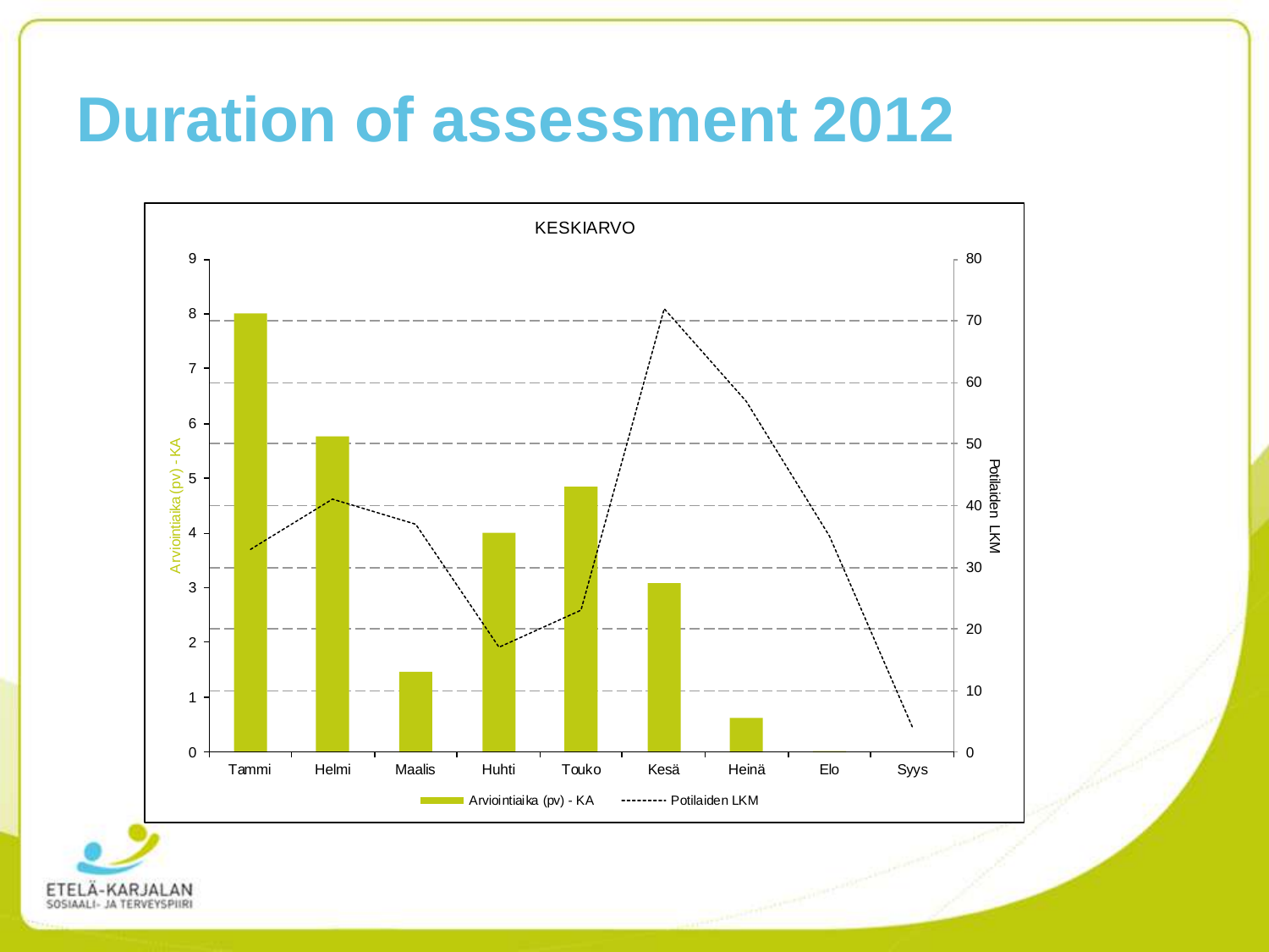# Duration of assessment 2012

KESKIARVO

| Kuukausi | Arviointiaika (pv) - KA | Potilaiden LKM |
|---|---|---|
| Tammi | 8 | 33 |
| Helmi | 5.75 | 41 |
| Maalis | 1.45 | 37 |
| Huhti | 4 | 17 |
| Touko | 4.85 | 23 |
| Kesä | 3.1 | 72 |
| Heinä | 0.6 | 57 |
| Elo | 0 | 35 |
| Syys | | 4 |

ETELÄ-KARJALAN SOSIAALI- JA TERVEYSPIIRI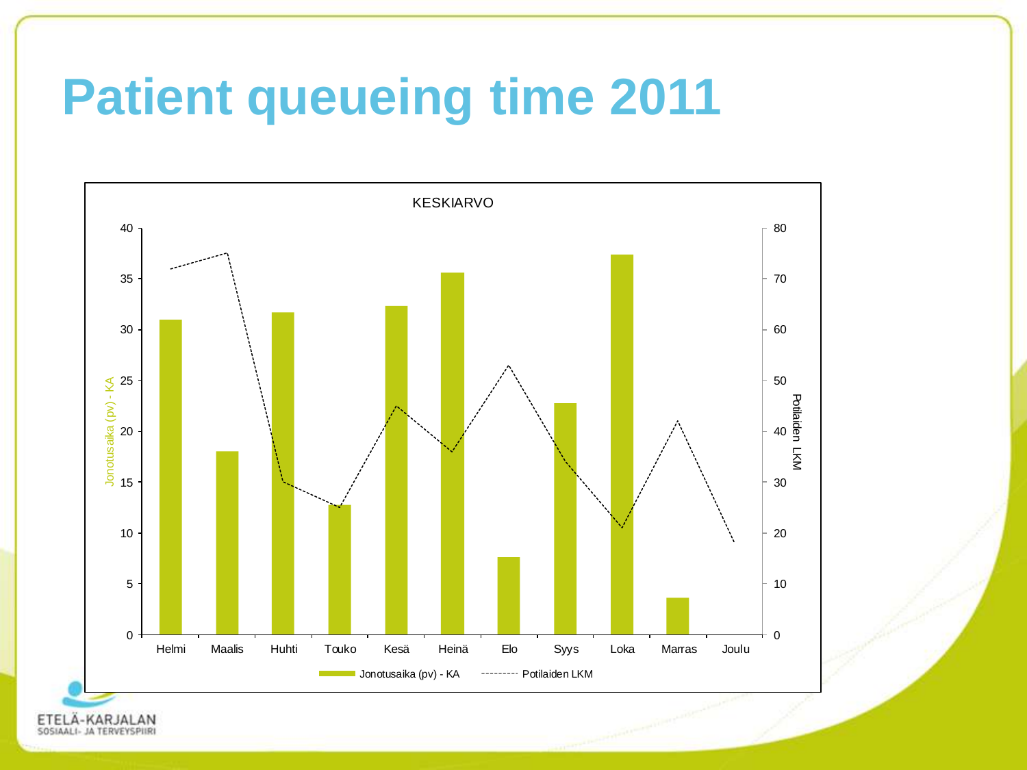# Patient queueing time 2011

KESKIARVO

| | Helmi | Maalis | Huhti | Touko | Kesä | Heinä | Elo | Syys | Loka | Marras | Joulu |
|---|---|---|---|---|---|---|---|---|---|---|---|
| Jonotusaika (pv) - KA | | | | | | | | | | | |
| Potilaiden LKM | | | | | | | | | | | |

Jonotusaika (pv) - KA (left axis: 0–40)

Potilaiden LKM (right axis: 0–80)

ETELÄ-KARJALAN SOSIAALI- JA TERVEYSPIIRI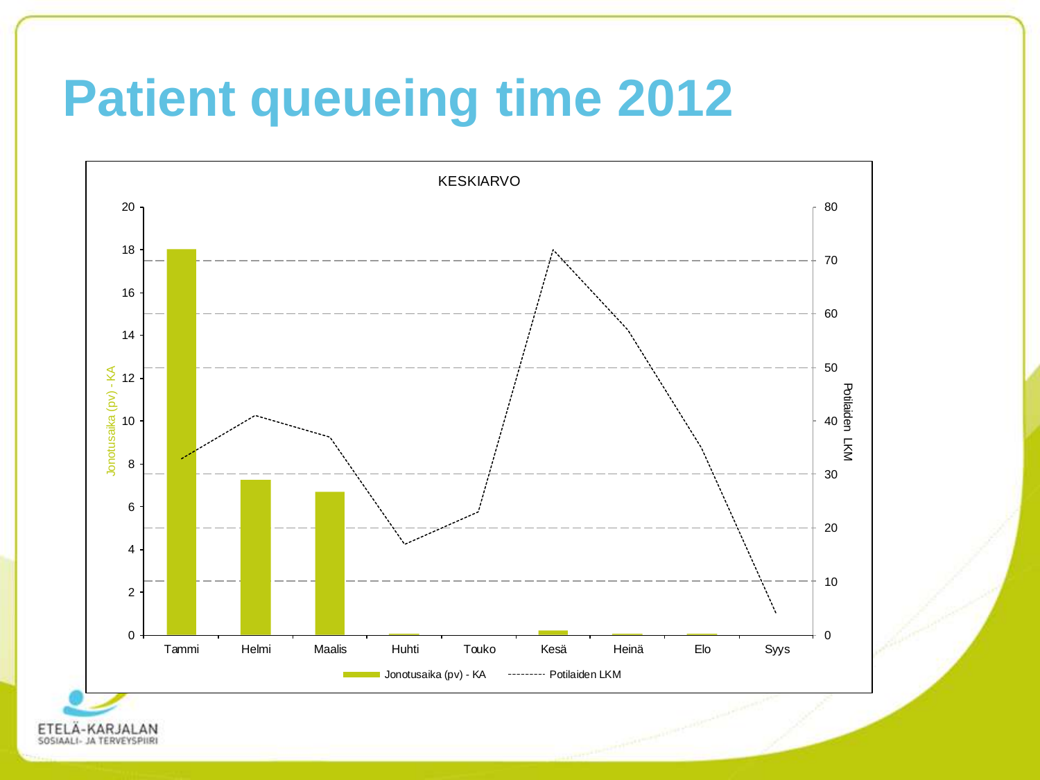# Patient queueing time 2012

KESKIARVO

| | Tammi | Helmi | Maalis | Huhti | Touko | Kesä | Heinä | Elo | Syys |
|---|---|---|---|---|---|---|---|---|---|
| Jonotusaika (pv) - KA | 18 | 7.2 | 6.7 | 0.05 | 0 | 0.2 | 0.05 | 0.05 | 0 |
| Potilaiden LKM | 33 | 41 | 37 | 17 | 23 | 72 | 57 | 35 | 4 |

Jonotusaika (pv) - KA

Potilaiden LKM

ETELÄ-KARJALAN SOSIAALI- JA TERVEYSPIIRI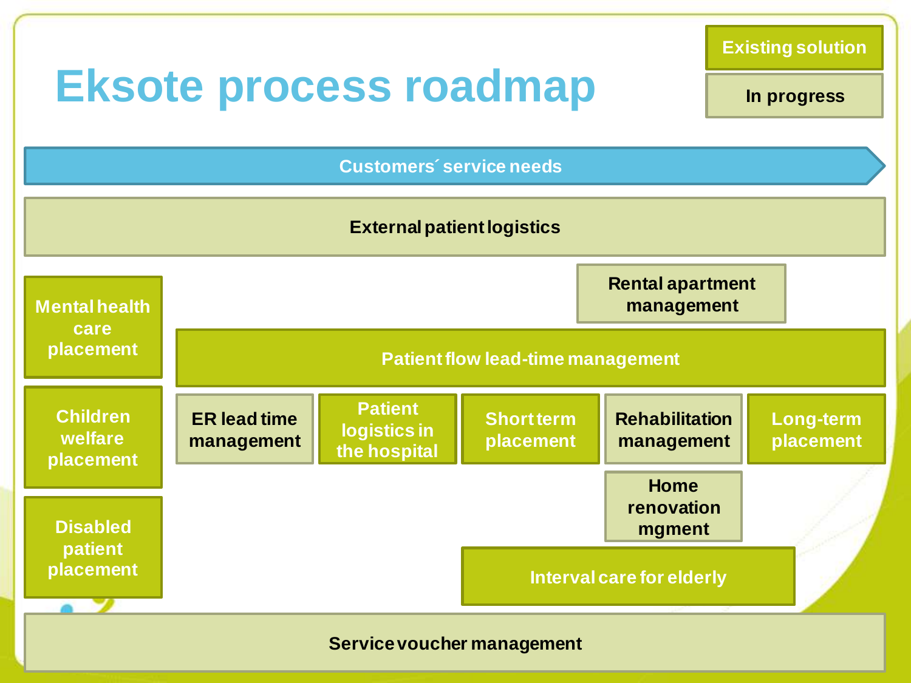# Eksote process roadmap

Existing solution

In progress

Customers´ service needs

External patient logistics

Rental apartment management

Mental health care placement

Patient flow lead-time management

Children welfare placement

ER lead time management

Patient logistics in the hospital

Short term placement

Rehabilitation management

Long-term placement

Home renovation mgment

Disabled patient placement

Interval care for elderly

Service voucher management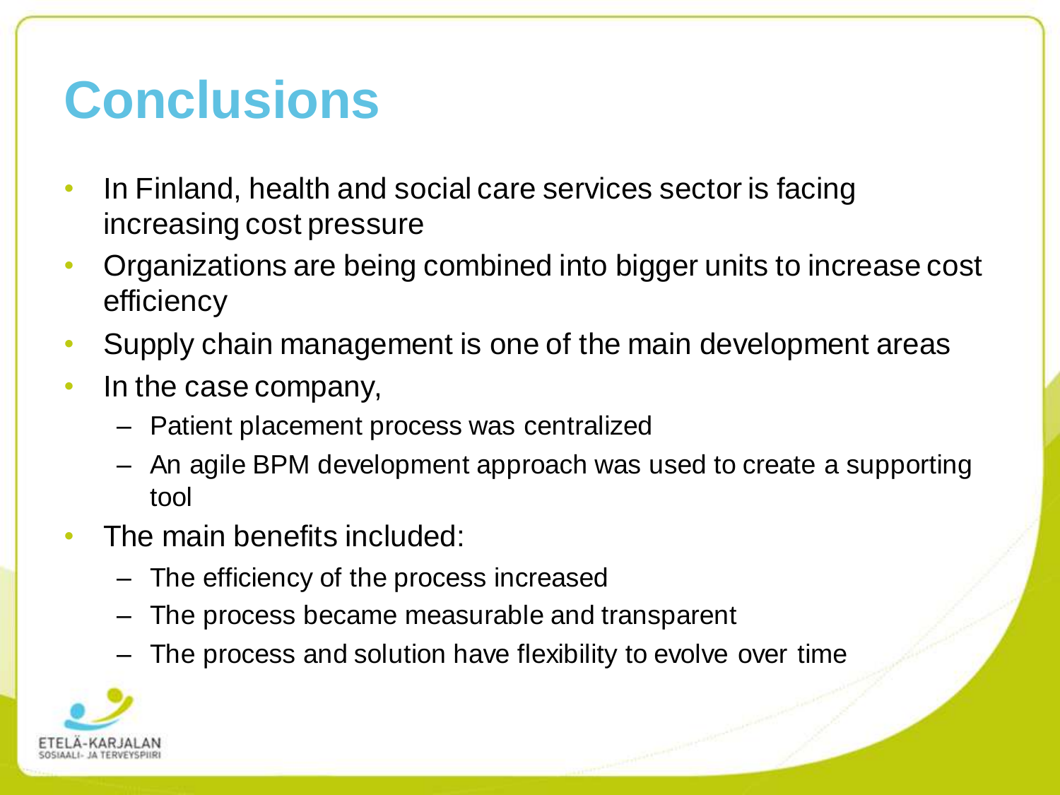# Conclusions

- In Finland, health and social care services sector is facing increasing cost pressure
- Organizations are being combined into bigger units to increase cost efficiency
- Supply chain management is one of the main development areas
- In the case company,
  - Patient placement process was centralized
  - An agile BPM development approach was used to create a supporting tool
- The main benefits included:
  - The efficiency of the process increased
  - The process became measurable and transparent
  - The process and solution have flexibility to evolve over time

ETELÄ-KARJALAN
SOSIAALI- JA TERVEYSPIIRI